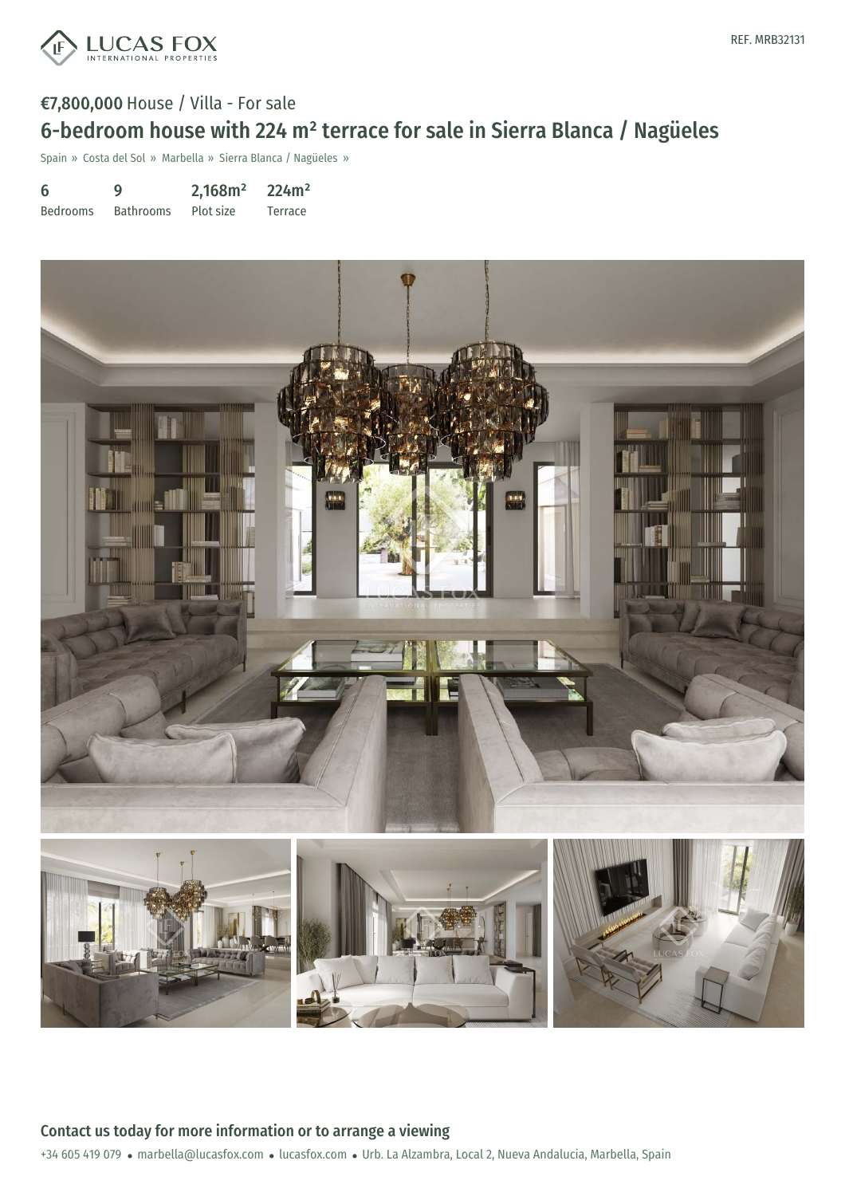REF. MRB32131

**€7,800,000** House / Villa - For sale

# 6-bedroom house with 224 m² terrace for sale in Sierra Blanca / Nagüeles

Spain » Costa del Sol » Marbella » Sierra Blanca / Nagüeles »

| 6 | 9 | 2,168m² | 224m² |
|---|---|---|---|
| Bedrooms | Bathrooms | Plot size | Terrace |

## Contact us today for more information or to arrange a viewing

+34 605 419 079 • marbella@lucasfox.com • lucasfox.com • Urb. La Alzambra, Local 2, Nueva Andalucia, Marbella, Spain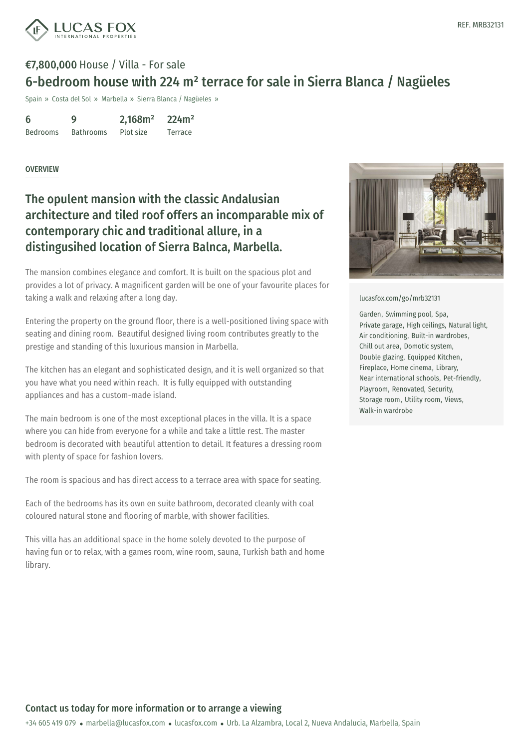REF. MRB32131

**€7,800,000** House / Villa - For sale

# 6-bedroom house with 224 m² terrace for sale in Sierra Blanca / Nagüeles

Spain » Costa del Sol » Marbella » Sierra Blanca / Nagüeles »

| 6 | 9 | 2,168m² | 224m² |
| --- | --- | --- | --- |
| Bedrooms | Bathrooms | Plot size | Terrace |

OVERVIEW

## The opulent mansion with the classic Andalusian architecture and tiled roof offers an incomparable mix of contemporary chic and traditional allure, in a distingusihed location of Sierra Balnca, Marbella.

The mansion combines elegance and comfort. It is built on the spacious plot and provides a lot of privacy. A magnificent garden will be one of your favourite places for taking a walk and relaxing after a long day.

Entering the property on the ground floor, there is a well-positioned living space with seating and dining room. Beautiful designed living room contributes greatly to the prestige and standing of this luxurious mansion in Marbella.

The kitchen has an elegant and sophisticated design, and it is well organized so that you have what you need within reach. It is fully equipped with outstanding appliances and has a custom-made island.

The main bedroom is one of the most exceptional places in the villa. It is a space where you can hide from everyone for a while and take a little rest. The master bedroom is decorated with beautiful attention to detail. It features a dressing room with plenty of space for fashion lovers.

The room is spacious and has direct access to a terrace area with space for seating.

Each of the bedrooms has its own en suite bathroom, decorated cleanly with coal coloured natural stone and flooring of marble, with shower facilities.

This villa has an additional space in the home solely devoted to the purpose of having fun or to relax, with a games room, wine room, sauna, Turkish bath and home library.

lucasfox.com/go/mrb32131

Garden, Swimming pool, Spa, Private garage, High ceilings, Natural light, Air conditioning, Built-in wardrobes, Chill out area, Domotic system, Double glazing, Equipped Kitchen, Fireplace, Home cinema, Library, Near international schools, Pet-friendly, Playroom, Renovated, Security, Storage room, Utility room, Views, Walk-in wardrobe

## Contact us today for more information or to arrange a viewing

+34 605 419 079 • marbella@lucasfox.com • lucasfox.com • Urb. La Alzambra, Local 2, Nueva Andalucia, Marbella, Spain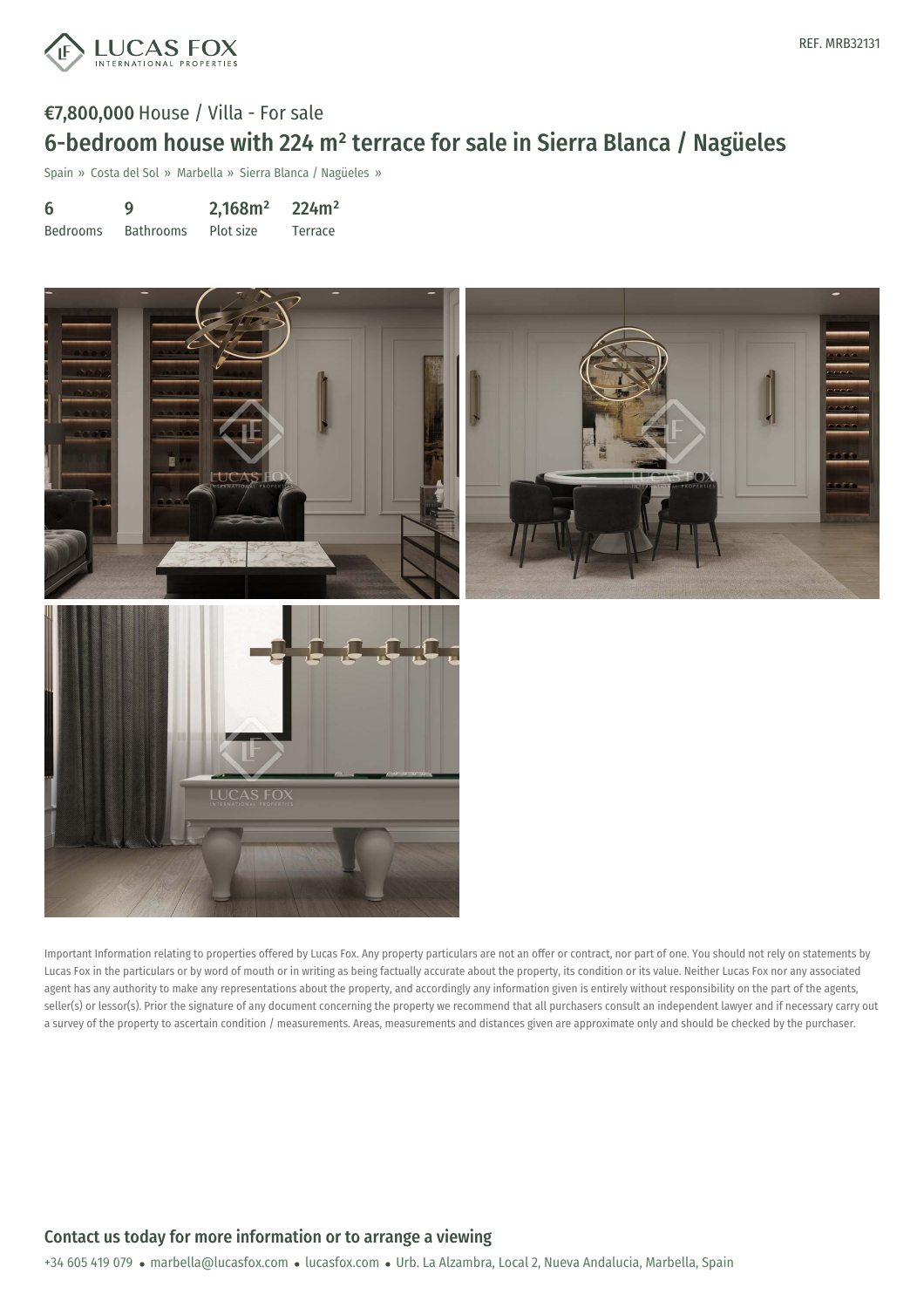€7,800,000 House / Villa - For sale

# 6-bedroom house with 224 m² terrace for sale in Sierra Blanca / Nagüeles

Spain » Costa del Sol » Marbella » Sierra Blanca / Nagüeles »

| 6 | 9 | 2,168m² | 224m² |
|---|---|---|---|
| Bedrooms | Bathrooms | Plot size | Terrace |

Important Information relating to properties offered by Lucas Fox. Any property particulars are not an offer or contract, nor part of one. You should not rely on statements by Lucas Fox in the particulars or by word of mouth or in writing as being factually accurate about the property, its condition or its value. Neither Lucas Fox nor any associated agent has any authority to make any representations about the property, and accordingly any information given is entirely without responsibility on the part of the agents, seller(s) or lessor(s). Prior the signature of any document concerning the property we recommend that all purchasers consult an independent lawyer and if necessary carry out a survey of the property to ascertain condition / measurements. Areas, measurements and distances given are approximate only and should be checked by the purchaser.

## Contact us today for more information or to arrange a viewing

+34 605 419 079 • marbella@lucasfox.com • lucasfox.com • Urb. La Alzambra, Local 2, Nueva Andalucia, Marbella, Spain